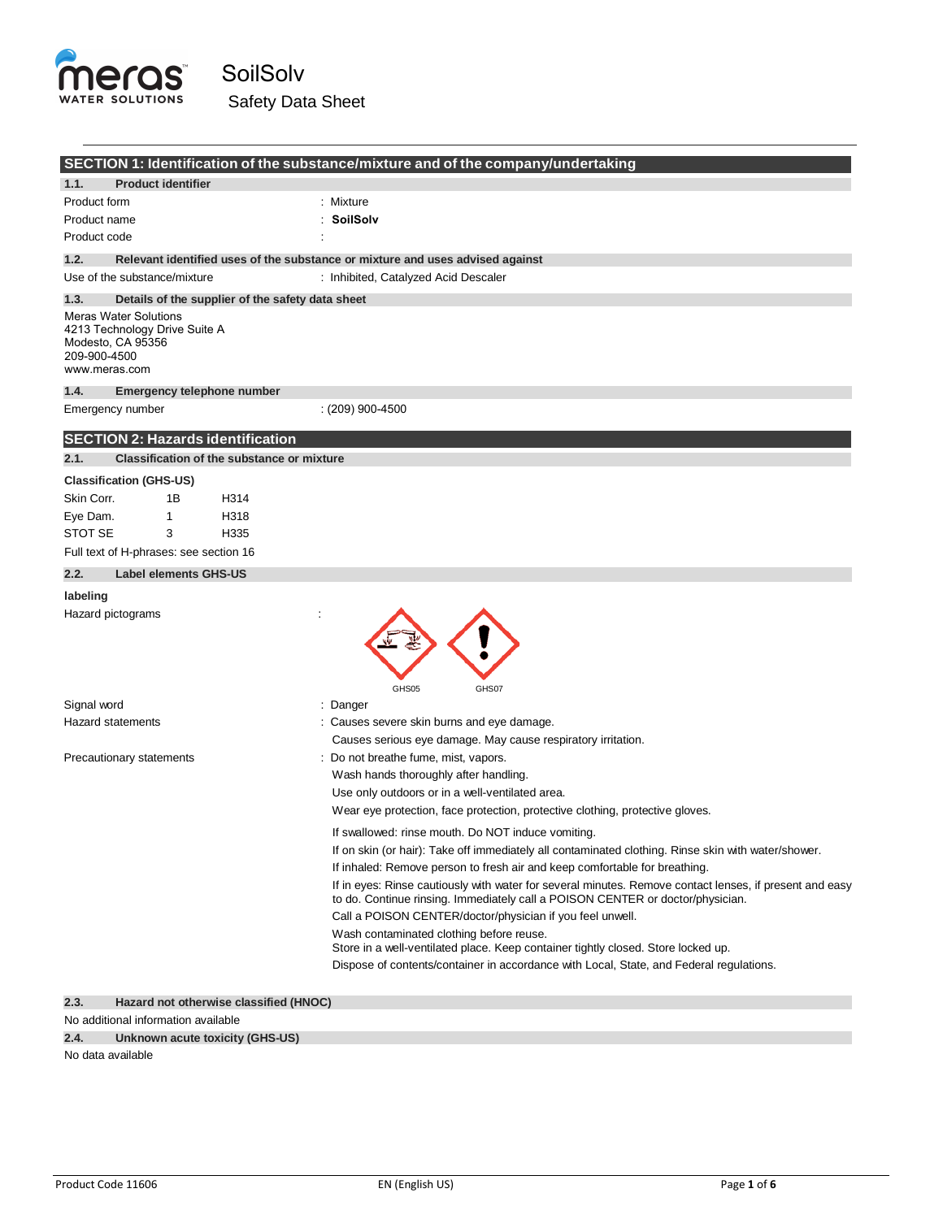# SoilSolv

Safety Data Sheet

## SECTION 1: Identification of the substance/mixture and of the company/undertaking

### 1.1. Product identifier

| | |
|---|---|
| Product form | : Mixture |
| Product name | : **SoilSolv** |
| Product code | : |

### 1.2. Relevant identified uses of the substance or mixture and uses advised against

| | |
|---|---|
| Use of the substance/mixture | : Inhibited, Catalyzed Acid Descaler |

### 1.3. Details of the supplier of the safety data sheet

Meras Water Solutions
4213 Technology Drive Suite A
Modesto, CA 95356
209-900-4500
www.meras.com

### 1.4. Emergency telephone number

| | |
|---|---|
| Emergency number | : (209) 900-4500 |

## SECTION 2: Hazards identification

### 2.1. Classification of the substance or mixture

**Classification (GHS-US)**

| | | |
|---|---|---|
| Skin Corr. | 1B | H314 |
| Eye Dam. | 1 | H318 |
| STOT SE | 3 | H335 |

Full text of H-phrases: see section 16

### 2.2. Label elements GHS-US

**labeling**

Hazard pictograms :

GHS05 GHS07

Signal word : Danger

Hazard statements : Causes severe skin burns and eye damage.
Causes serious eye damage. May cause respiratory irritation.

Precautionary statements : Do not breathe fume, mist, vapors.
Wash hands thoroughly after handling.
Use only outdoors or in a well-ventilated area.
Wear eye protection, face protection, protective clothing, protective gloves.

If swallowed: rinse mouth. Do NOT induce vomiting.
If on skin (or hair): Take off immediately all contaminated clothing. Rinse skin with water/shower.
If inhaled: Remove person to fresh air and keep comfortable for breathing.
If in eyes: Rinse cautiously with water for several minutes. Remove contact lenses, if present and easy to do. Continue rinsing. Immediately call a POISON CENTER or doctor/physician.
Call a POISON CENTER/doctor/physician if you feel unwell.
Wash contaminated clothing before reuse.
Store in a well-ventilated place. Keep container tightly closed. Store locked up.
Dispose of contents/container in accordance with Local, State, and Federal regulations.

### 2.3. Hazard not otherwise classified (HNOC)

No additional information available

### 2.4. Unknown acute toxicity (GHS-US)

No data available

Product Code 11606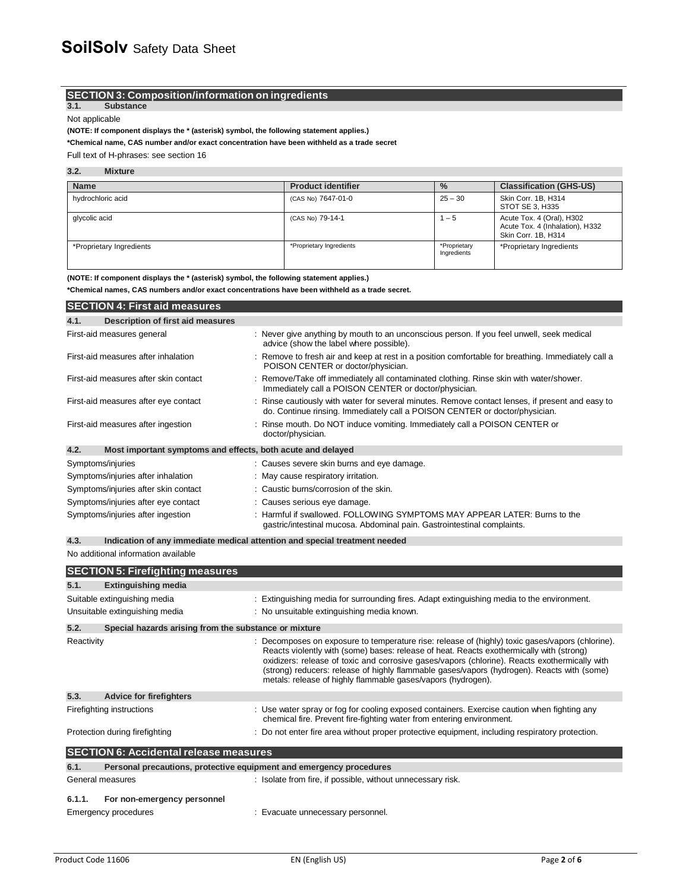## SECTION 3: Composition/information on ingredients

### 3.1. Substance

Not applicable

**(NOTE: If component displays the * (asterisk) symbol, the following statement applies.)**

***Chemical name, CAS number and/or exact concentration have been withheld as a trade secret**

Full text of H-phrases: see section 16

### 3.2. Mixture

| Name | Product identifier | % | Classification (GHS-US) |
|---|---|---|---|
| hydrochloric acid | (CAS No) 7647-01-0 | 25 – 30 | Skin Corr. 1B, H314<br>STOT SE 3, H335 |
| glycolic acid | (CAS No) 79-14-1 | 1 – 5 | Acute Tox. 4 (Oral), H302<br>Acute Tox. 4 (Inhalation), H332<br>Skin Corr. 1B, H314 |
| *Proprietary Ingredients | *Proprietary Ingredients | *Proprietary Ingredients | *Proprietary Ingredients |

**(NOTE: If component displays the * (asterisk) symbol, the following statement applies.)**

***Chemical names, CAS numbers and/or exact concentrations have been withheld as a trade secret.**

## SECTION 4: First aid measures

### 4.1. Description of first aid measures

First-aid measures general : Never give anything by mouth to an unconscious person. If you feel unwell, seek medical advice (show the label where possible).

First-aid measures after inhalation : Remove to fresh air and keep at rest in a position comfortable for breathing. Immediately call a POISON CENTER or doctor/physician.

First-aid measures after skin contact : Remove/Take off immediately all contaminated clothing. Rinse skin with water/shower. Immediately call a POISON CENTER or doctor/physician.

First-aid measures after eye contact : Rinse cautiously with water for several minutes. Remove contact lenses, if present and easy to do. Continue rinsing. Immediately call a POISON CENTER or doctor/physician.

First-aid measures after ingestion : Rinse mouth. Do NOT induce vomiting. Immediately call a POISON CENTER or doctor/physician.

### 4.2. Most important symptoms and effects, both acute and delayed

Symptoms/injuries : Causes severe skin burns and eye damage.

Symptoms/injuries after inhalation : May cause respiratory irritation.

Symptoms/injuries after skin contact : Caustic burns/corrosion of the skin.

Symptoms/injuries after eye contact : Causes serious eye damage.

Symptoms/injuries after ingestion : Harmful if swallowed. FOLLOWING SYMPTOMS MAY APPEAR LATER: Burns to the gastric/intestinal mucosa. Abdominal pain. Gastrointestinal complaints.

### 4.3. Indication of any immediate medical attention and special treatment needed

No additional information available

## SECTION 5: Firefighting measures

### 5.1. Extinguishing media

Suitable extinguishing media : Extinguishing media for surrounding fires. Adapt extinguishing media to the environment.

Unsuitable extinguishing media : No unsuitable extinguishing media known.

### 5.2. Special hazards arising from the substance or mixture

Reactivity : Decomposes on exposure to temperature rise: release of (highly) toxic gases/vapors (chlorine). Reacts violently with (some) bases: release of heat. Reacts exothermically with (strong) oxidizers: release of toxic and corrosive gases/vapors (chlorine). Reacts exothermically with (strong) reducers: release of highly flammable gases/vapors (hydrogen). Reacts with (some) metals: release of highly flammable gases/vapors (hydrogen).

### 5.3. Advice for firefighters

Firefighting instructions : Use water spray or fog for cooling exposed containers. Exercise caution when fighting any chemical fire. Prevent fire-fighting water from entering environment.

Protection during firefighting : Do not enter fire area without proper protective equipment, including respiratory protection.

## SECTION 6: Accidental release measures

### 6.1. Personal precautions, protective equipment and emergency procedures

General measures : Isolate from fire, if possible, without unnecessary risk.

#### 6.1.1. For non-emergency personnel

Emergency procedures : Evacuate unnecessary personnel.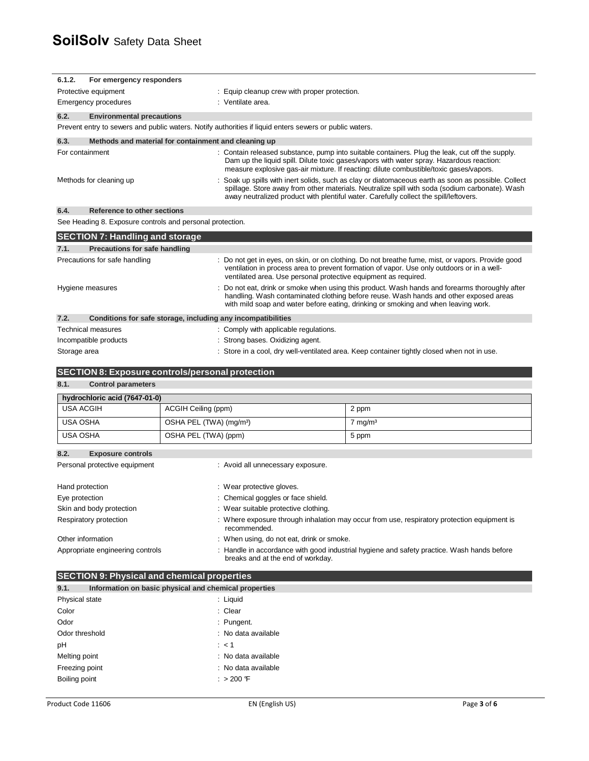#### 6.1.2. For emergency responders

| | |
|---|---|
| Protective equipment | : Equip cleanup crew with proper protection. |
| Emergency procedures | : Ventilate area. |

### 6.2. Environmental precautions

Prevent entry to sewers and public waters. Notify authorities if liquid enters sewers or public waters.

### 6.3. Methods and material for containment and cleaning up

| | |
|---|---|
| For containment | : Contain released substance, pump into suitable containers. Plug the leak, cut off the supply. Dam up the liquid spill. Dilute toxic gases/vapors with water spray. Hazardous reaction: measure explosive gas-air mixture. If reacting: dilute combustible/toxic gases/vapors. |
| Methods for cleaning up | : Soak up spills with inert solids, such as clay or diatomaceous earth as soon as possible. Collect spillage. Store away from other materials. Neutralize spill with soda (sodium carbonate). Wash away neutralized product with plentiful water. Carefully collect the spill/leftovers. |

### 6.4. Reference to other sections

See Heading 8. Exposure controls and personal protection.

## SECTION 7: Handling and storage

### 7.1. Precautions for safe handling

| | |
|---|---|
| Precautions for safe handling | : Do not get in eyes, on skin, or on clothing. Do not breathe fume, mist, or vapors. Provide good ventilation in process area to prevent formation of vapor. Use only outdoors or in a well-ventilated area. Use personal protective equipment as required. |
| Hygiene measures | : Do not eat, drink or smoke when using this product. Wash hands and forearms thoroughly after handling. Wash contaminated clothing before reuse. Wash hands and other exposed areas with mild soap and water before eating, drinking or smoking and when leaving work. |

### 7.2. Conditions for safe storage, including any incompatibilities

| | |
|---|---|
| Technical measures | : Comply with applicable regulations. |
| Incompatible products | : Strong bases. Oxidizing agent. |
| Storage area | : Store in a cool, dry well-ventilated area. Keep container tightly closed when not in use. |

## SECTION 8: Exposure controls/personal protection

### 8.1. Control parameters

| hydrochloric acid (7647-01-0) | | |
|---|---|---|
| USA ACGIH | ACGIH Ceiling (ppm) | 2 ppm |
| USA OSHA | OSHA PEL (TWA) (mg/m³) | 7 mg/m³ |
| USA OSHA | OSHA PEL (TWA) (ppm) | 5 ppm |

### 8.2. Exposure controls

| | |
|---|---|
| Personal protective equipment | : Avoid all unnecessary exposure. |
| Hand protection | : Wear protective gloves. |
| Eye protection | : Chemical goggles or face shield. |
| Skin and body protection | : Wear suitable protective clothing. |
| Respiratory protection | : Where exposure through inhalation may occur from use, respiratory protection equipment is recommended. |
| Other information | : When using, do not eat, drink or smoke. |
| Appropriate engineering controls | : Handle in accordance with good industrial hygiene and safety practice. Wash hands before breaks and at the end of workday. |

## SECTION 9: Physical and chemical properties

### 9.1. Information on basic physical and chemical properties

| | |
|---|---|
| Physical state | : Liquid |
| Color | : Clear |
| Odor | : Pungent. |
| Odor threshold | : No data available |
| pH | : < 1 |
| Melting point | : No data available |
| Freezing point | : No data available |
| Boiling point | : > 200 °F |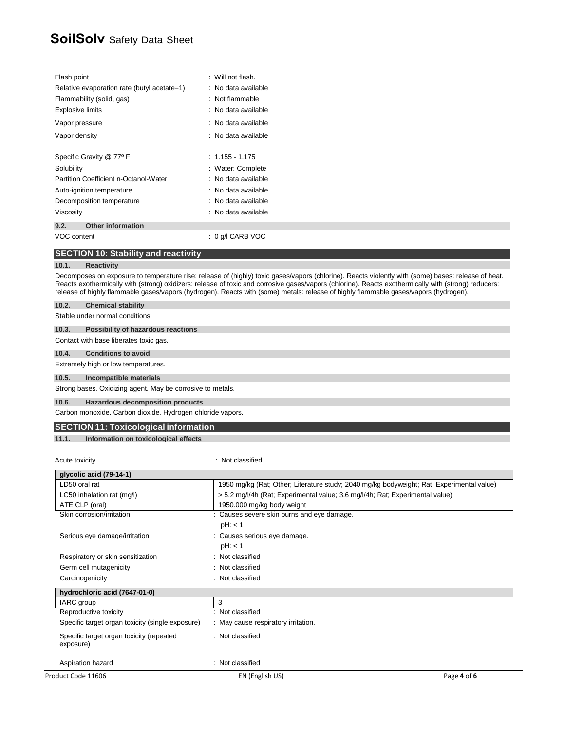| | |
|---|---|
| Flash point | : Will not flash. |
| Relative evaporation rate (butyl acetate=1) | : No data available |
| Flammability (solid, gas) | : Not flammable |
| Explosive limits | : No data available |
| Vapor pressure | : No data available |
| Vapor density | : No data available |
| Specific Gravity @ 77º F | : 1.155 - 1.175 |
| Solubility | : Water: Complete |
| Partition Coefficient n-Octanol-Water | : No data available |
| Auto-ignition temperature | : No data available |
| Decomposition temperature | : No data available |
| Viscosity | : No data available |

### 9.2. Other information

VOC content : 0 g/l CARB VOC

## SECTION 10: Stability and reactivity

### 10.1. Reactivity

Decomposes on exposure to temperature rise: release of (highly) toxic gases/vapors (chlorine). Reacts violently with (some) bases: release of heat. Reacts exothermically with (strong) oxidizers: release of toxic and corrosive gases/vapors (chlorine). Reacts exothermically with (strong) reducers: release of highly flammable gases/vapors (hydrogen). Reacts with (some) metals: release of highly flammable gases/vapors (hydrogen).

### 10.2. Chemical stability

Stable under normal conditions.

### 10.3. Possibility of hazardous reactions

Contact with base liberates toxic gas.

### 10.4. Conditions to avoid

Extremely high or low temperatures.

### 10.5. Incompatible materials

Strong bases. Oxidizing agent. May be corrosive to metals.

### 10.6. Hazardous decomposition products

Carbon monoxide. Carbon dioxide. Hydrogen chloride vapors.

## SECTION 11: Toxicological information

### 11.1. Information on toxicological effects

Acute toxicity : Not classified

| glycolic acid (79-14-1) | |
|---|---|
| LD50 oral rat | 1950 mg/kg (Rat; Other; Literature study; 2040 mg/kg bodyweight; Rat; Experimental value) |
| LC50 inhalation rat (mg/l) | > 5.2 mg/l/4h (Rat; Experimental value; 3.6 mg/l/4h; Rat; Experimental value) |
| ATE CLP (oral) | 1950.000 mg/kg body weight |

| | |
|---|---|
| Skin corrosion/irritation | : Causes severe skin burns and eye damage. pH: < 1 |
| Serious eye damage/irritation | : Causes serious eye damage. pH: < 1 |
| Respiratory or skin sensitization | : Not classified |
| Germ cell mutagenicity | : Not classified |
| Carcinogenicity | : Not classified |

| hydrochloric acid (7647-01-0) | |
|---|---|
| IARC group | 3 |

| | |
|---|---|
| Reproductive toxicity | : Not classified |
| Specific target organ toxicity (single exposure) | : May cause respiratory irritation. |
| Specific target organ toxicity (repeated exposure) | : Not classified |
| Aspiration hazard | : Not classified |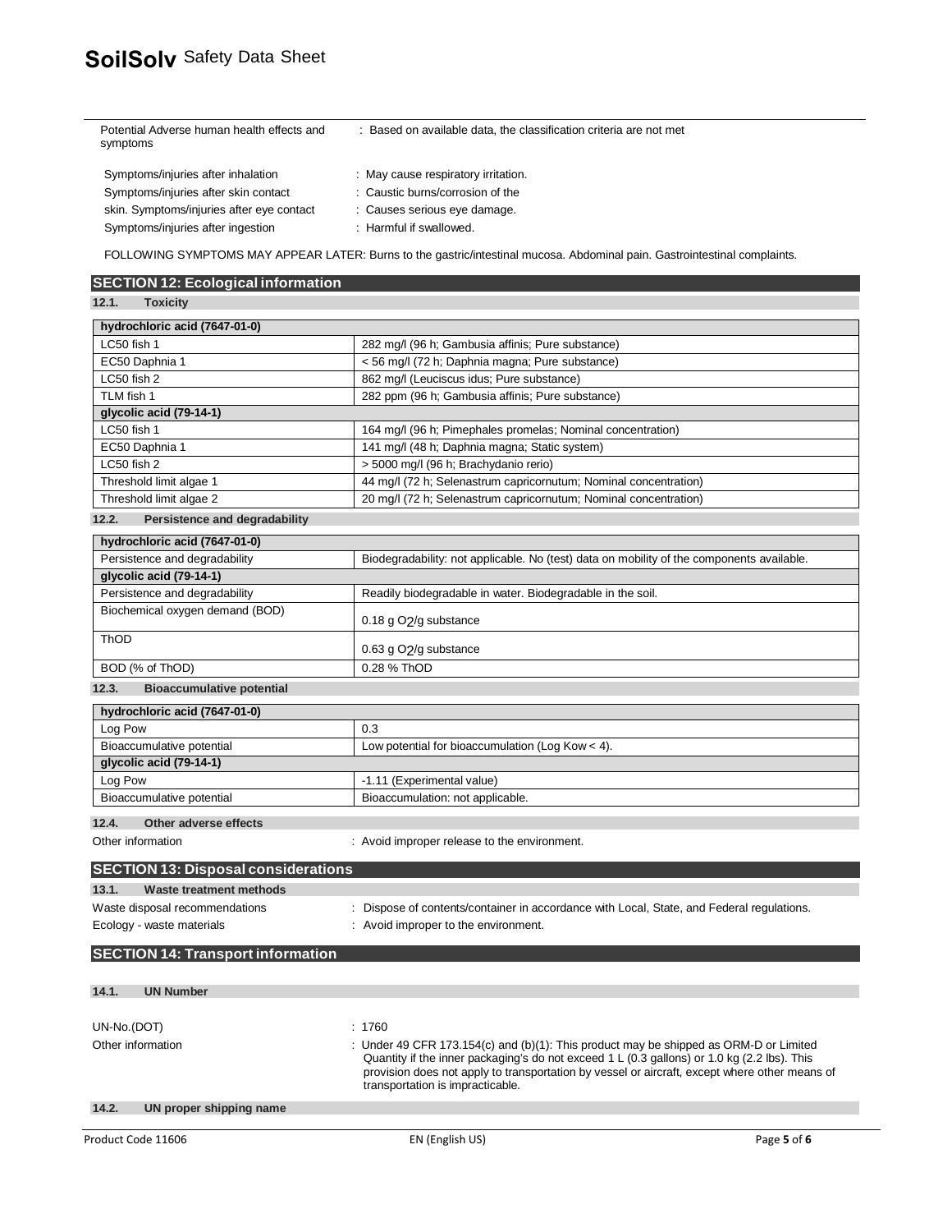| | |
|---|---|
| Potential Adverse human health effects and symptoms | : Based on available data, the classification criteria are not met |
| Symptoms/injuries after inhalation | : May cause respiratory irritation. |
| Symptoms/injuries after skin contact | : Caustic burns/corrosion of the |
| skin. Symptoms/injuries after eye contact | : Causes serious eye damage. |
| Symptoms/injuries after ingestion | : Harmful if swallowed. |

FOLLOWING SYMPTOMS MAY APPEAR LATER: Burns to the gastric/intestinal mucosa. Abdominal pain. Gastrointestinal complaints.

## SECTION 12: Ecological information

### 12.1. Toxicity

| hydrochloric acid (7647-01-0) | |
|---|---|
| LC50 fish 1 | 282 mg/l (96 h; Gambusia affinis; Pure substance) |
| EC50 Daphnia 1 | < 56 mg/l (72 h; Daphnia magna; Pure substance) |
| LC50 fish 2 | 862 mg/l (Leuciscus idus; Pure substance) |
| TLM fish 1 | 282 ppm (96 h; Gambusia affinis; Pure substance) |
| **glycolic acid (79-14-1)** | |
| LC50 fish 1 | 164 mg/l (96 h; Pimephales promelas; Nominal concentration) |
| EC50 Daphnia 1 | 141 mg/l (48 h; Daphnia magna; Static system) |
| LC50 fish 2 | > 5000 mg/l (96 h; Brachydanio rerio) |
| Threshold limit algae 1 | 44 mg/l (72 h; Selenastrum capricornutum; Nominal concentration) |
| Threshold limit algae 2 | 20 mg/l (72 h; Selenastrum capricornutum; Nominal concentration) |

### 12.2. Persistence and degradability

| hydrochloric acid (7647-01-0) | |
|---|---|
| Persistence and degradability | Biodegradability: not applicable. No (test) data on mobility of the components available. |
| **glycolic acid (79-14-1)** | |
| Persistence and degradability | Readily biodegradable in water. Biodegradable in the soil. |
| Biochemical oxygen demand (BOD) | 0.18 g $O_2$/g substance |
| ThOD | 0.63 g $O_2$/g substance |
| BOD (% of ThOD) | 0.28 % ThOD |

### 12.3. Bioaccumulative potential

| hydrochloric acid (7647-01-0) | |
|---|---|
| Log Pow | 0.3 |
| Bioaccumulative potential | Low potential for bioaccumulation (Log Kow < 4). |
| **glycolic acid (79-14-1)** | |
| Log Pow | -1.11 (Experimental value) |
| Bioaccumulative potential | Bioaccumulation: not applicable. |

### 12.4. Other adverse effects

Other information : Avoid improper release to the environment.

## SECTION 13: Disposal considerations

### 13.1. Waste treatment methods

Waste disposal recommendations : Dispose of contents/container in accordance with Local, State, and Federal regulations.

Ecology - waste materials : Avoid improper to the environment.

## SECTION 14: Transport information

### 14.1. UN Number

UN-No.(DOT) : 1760

Other information : Under 49 CFR 173.154(c) and (b)(1): This product may be shipped as ORM-D or Limited Quantity if the inner packaging's do not exceed 1 L (0.3 gallons) or 1.0 kg (2.2 lbs). This provision does not apply to transportation by vessel or aircraft, except where other means of transportation is impracticable.

### 14.2. UN proper shipping name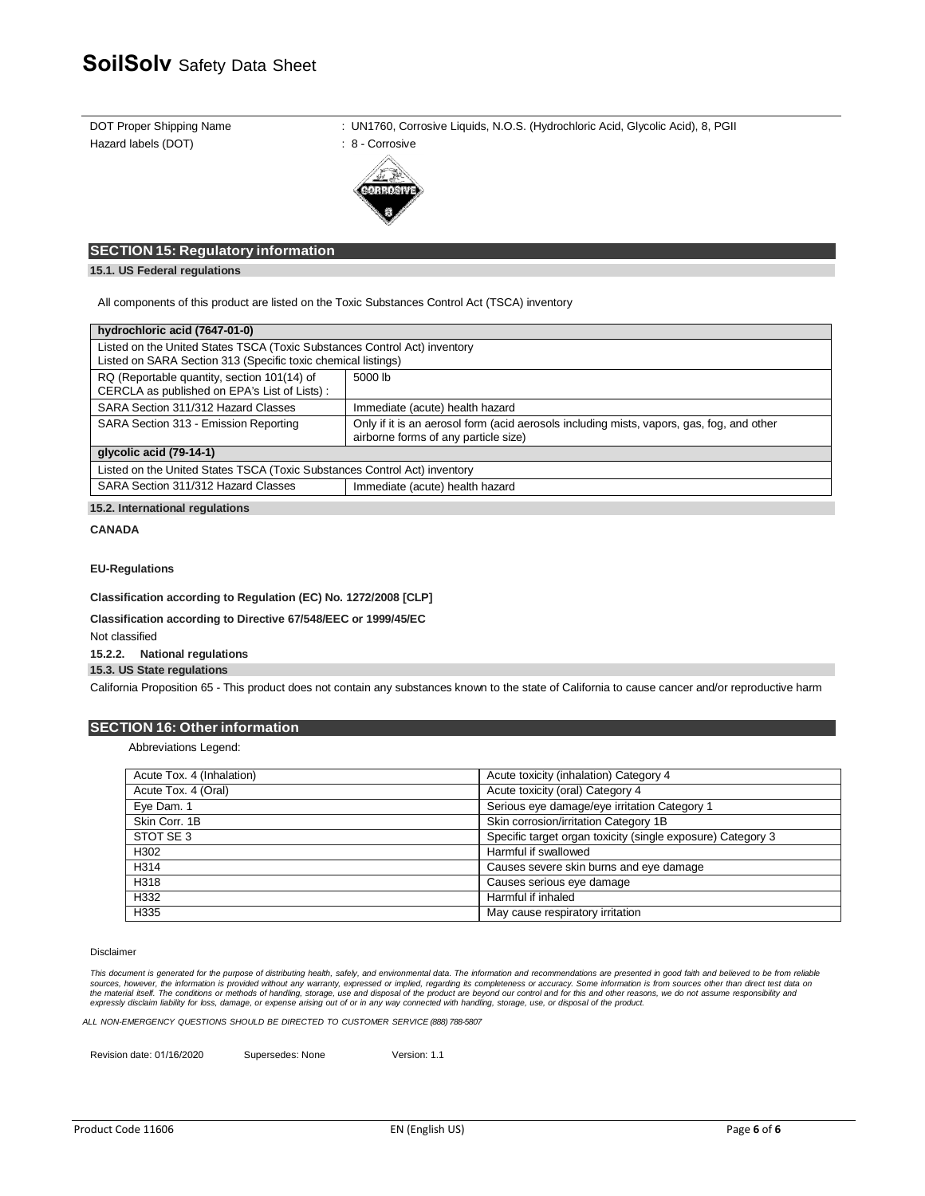DOT Proper Shipping Name : UN1760, Corrosive Liquids, N.O.S. (Hydrochloric Acid, Glycolic Acid), 8, PGII

Hazard labels (DOT) : 8 - Corrosive

## SECTION 15: Regulatory information

### 15.1. US Federal regulations

All components of this product are listed on the Toxic Substances Control Act (TSCA) inventory

| **hydrochloric acid (7647-01-0)** | |
|---|---|
| Listed on the United States TSCA (Toxic Substances Control Act) inventory<br>Listed on SARA Section 313 (Specific toxic chemical listings) | |
| RQ (Reportable quantity, section 101(14) of CERCLA as published on EPA's List of Lists) : | 5000 lb |
| SARA Section 311/312 Hazard Classes | Immediate (acute) health hazard |
| SARA Section 313 - Emission Reporting | Only if it is an aerosol form (acid aerosols including mists, vapors, gas, fog, and other airborne forms of any particle size) |
| **glycolic acid (79-14-1)** | |
| Listed on the United States TSCA (Toxic Substances Control Act) inventory | |
| SARA Section 311/312 Hazard Classes | Immediate (acute) health hazard |

### 15.2. International regulations

**CANADA**

**EU-Regulations**

**Classification according to Regulation (EC) No. 1272/2008 [CLP]**

**Classification according to Directive 67/548/EEC or 1999/45/EC**

Not classified

**15.2.2. National regulations**

### 15.3. US State regulations

California Proposition 65 - This product does not contain any substances known to the state of California to cause cancer and/or reproductive harm

## SECTION 16: Other information

Abbreviations Legend:

| | |
|---|---|
| Acute Tox. 4 (Inhalation) | Acute toxicity (inhalation) Category 4 |
| Acute Tox. 4 (Oral) | Acute toxicity (oral) Category 4 |
| Eye Dam. 1 | Serious eye damage/eye irritation Category 1 |
| Skin Corr. 1B | Skin corrosion/irritation Category 1B |
| STOT SE 3 | Specific target organ toxicity (single exposure) Category 3 |
| H302 | Harmful if swallowed |
| H314 | Causes severe skin burns and eye damage |
| H318 | Causes serious eye damage |
| H332 | Harmful if inhaled |
| H335 | May cause respiratory irritation |

Disclaimer

*This document is generated for the purpose of distributing health, safety, and environmental data. The information and recommendations are presented in good faith and believed to be from reliable sources, however, the information is provided without any warranty, expressed or implied, regarding its completeness or accuracy. Some information is from sources other than direct test data on the material itself. The conditions or methods of handling, storage, use and disposal of the product are beyond our control and for this and other reasons, we do not assume responsibility and expressly disclaim liability for loss, damage, or expense arising out of or in any way connected with handling, storage, use, or disposal of the product.*

*ALL NON-EMERGENCY QUESTIONS SHOULD BE DIRECTED TO CUSTOMER SERVICE (888) 788-5807*

Revision date: 01/16/2020 Supersedes: None Version: 1.1